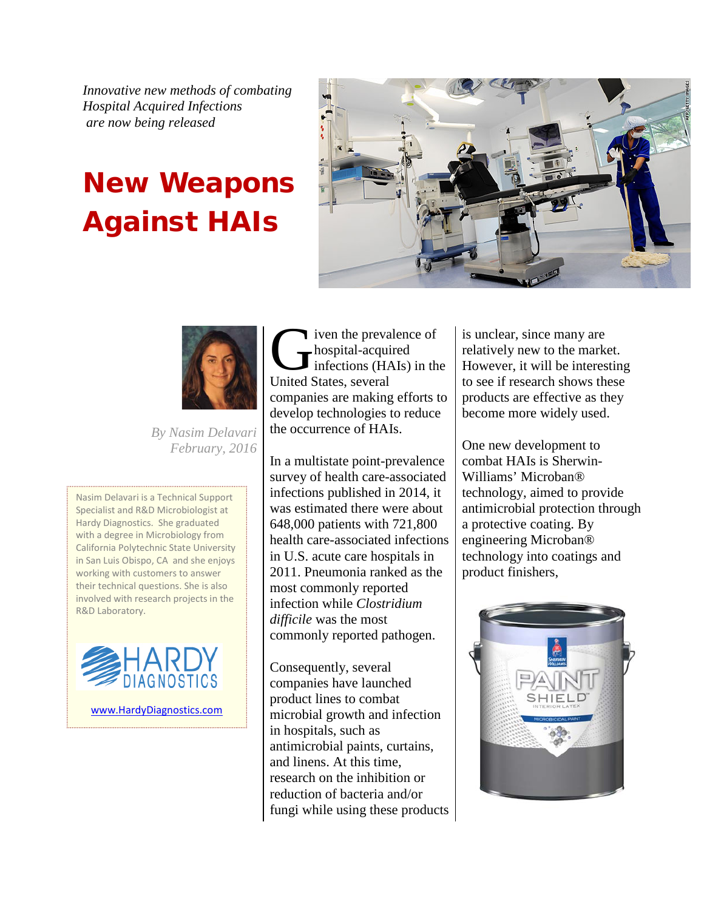*Innovative new methods of combating Hospital Acquired Infections are now being released*

# New Weapons Against HAIs

*By Nasim Delavari*
*February, 2016*

Nasim Delavari is a Technical Support Specialist and R&D Microbiologist at Hardy Diagnostics. She graduated with a degree in Microbiology from California Polytechnic State University in San Luis Obispo, CA and she enjoys working with customers to answer their technical questions. She is also involved with research projects in the R&D Laboratory.

HARDY DIAGNOSTICS

www.HardyDiagnostics.com

Given the prevalence of hospital-acquired infections (HAIs) in the United States, several companies are making efforts to develop technologies to reduce the occurrence of HAIs.

In a multistate point-prevalence survey of health care-associated infections published in 2014, it was estimated there were about 648,000 patients with 721,800 health care-associated infections in U.S. acute care hospitals in 2011. Pneumonia ranked as the most commonly reported infection while *Clostridium difficile* was the most commonly reported pathogen.

Consequently, several companies have launched product lines to combat microbial growth and infection in hospitals, such as antimicrobial paints, curtains, and linens. At this time, research on the inhibition or reduction of bacteria and/or fungi while using these products is unclear, since many are relatively new to the market. However, it will be interesting to see if research shows these products are effective as they become more widely used.

One new development to combat HAIs is Sherwin-Williams' Microban® technology, aimed to provide antimicrobial protection through a protective coating. By engineering Microban® technology into coatings and product finishers,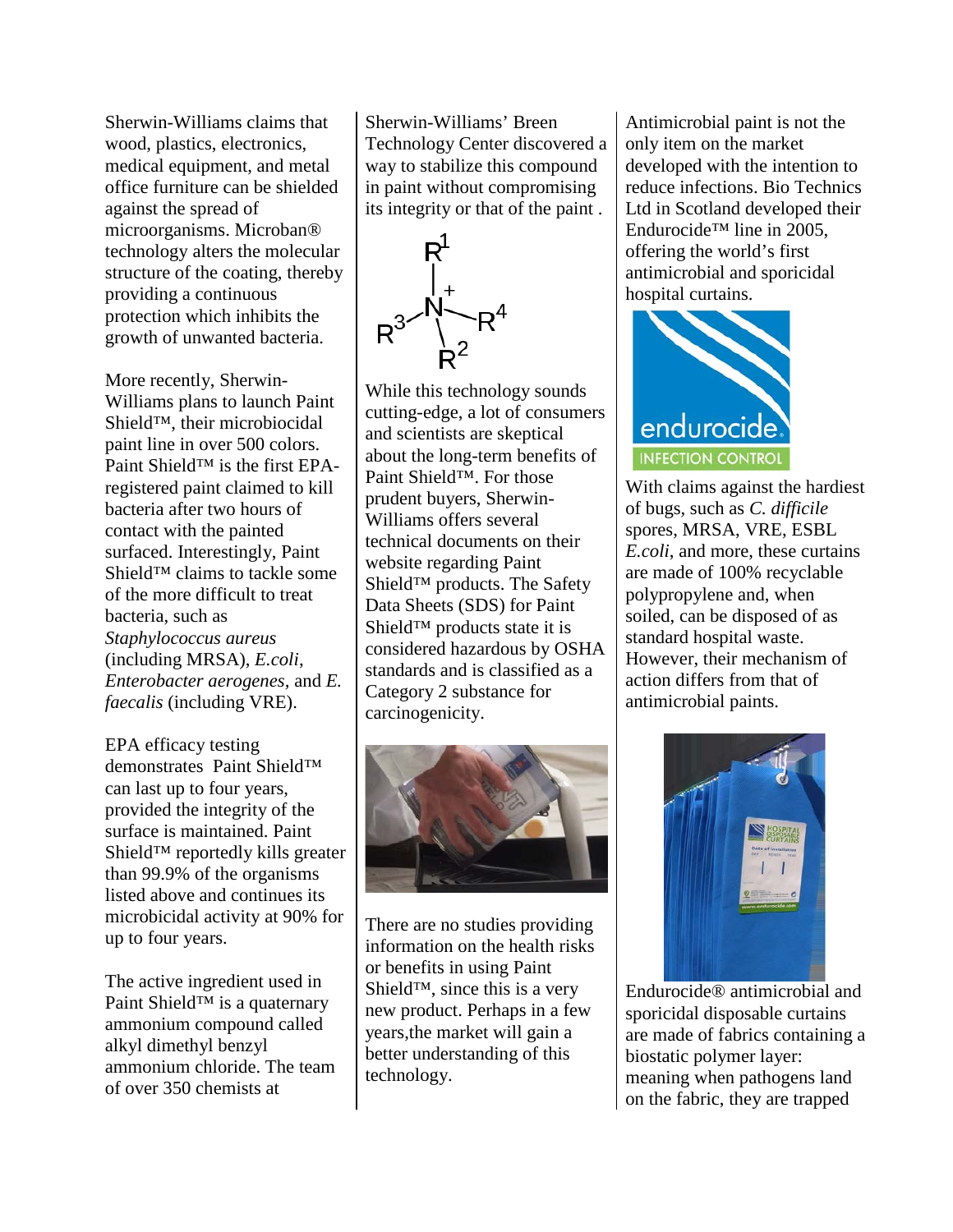Sherwin-Williams claims that wood, plastics, electronics, medical equipment, and metal office furniture can be shielded against the spread of microorganisms. Microban® technology alters the molecular structure of the coating, thereby providing a continuous protection which inhibits the growth of unwanted bacteria.

More recently, Sherwin-Williams plans to launch Paint Shield™, their microbiocidal paint line in over 500 colors. Paint Shield™ is the first EPA-registered paint claimed to kill bacteria after two hours of contact with the painted surfaced. Interestingly, Paint Shield™ claims to tackle some of the more difficult to treat bacteria, such as *Staphylococcus aureus* (including MRSA), *E.coli*, *Enterobacter aerogenes*, and *E. faecalis* (including VRE).

EPA efficacy testing demonstrates Paint Shield™ can last up to four years, provided the integrity of the surface is maintained. Paint Shield™ reportedly kills greater than 99.9% of the organisms listed above and continues its microbicidal activity at 90% for up to four years.

The active ingredient used in Paint Shield™ is a quaternary ammonium compound called alkyl dimethyl benzyl ammonium chloride. The team of over 350 chemists at Sherwin-Williams' Breen Technology Center discovered a way to stabilize this compound in paint without compromising its integrity or that of the paint .

While this technology sounds cutting-edge, a lot of consumers and scientists are skeptical about the long-term benefits of Paint Shield™. For those prudent buyers, Sherwin-Williams offers several technical documents on their website regarding Paint Shield™ products. The Safety Data Sheets (SDS) for Paint Shield™ products state it is considered hazardous by OSHA standards and is classified as a Category 2 substance for carcinogenicity.

There are no studies providing information on the health risks or benefits in using Paint Shield™, since this is a very new product. Perhaps in a few years,the market will gain a better understanding of this technology.

Antimicrobial paint is not the only item on the market developed with the intention to reduce infections. Bio Technics Ltd in Scotland developed their Endurocide™ line in 2005, offering the world's first antimicrobial and sporicidal hospital curtains.

With claims against the hardiest of bugs, such as *C. difficile* spores, MRSA, VRE, ESBL *E.coli*, and more, these curtains are made of 100% recyclable polypropylene and, when soiled, can be disposed of as standard hospital waste. However, their mechanism of action differs from that of antimicrobial paints.

Endurocide® antimicrobial and sporicidal disposable curtains are made of fabrics containing a biostatic polymer layer: meaning when pathogens land on the fabric, they are trapped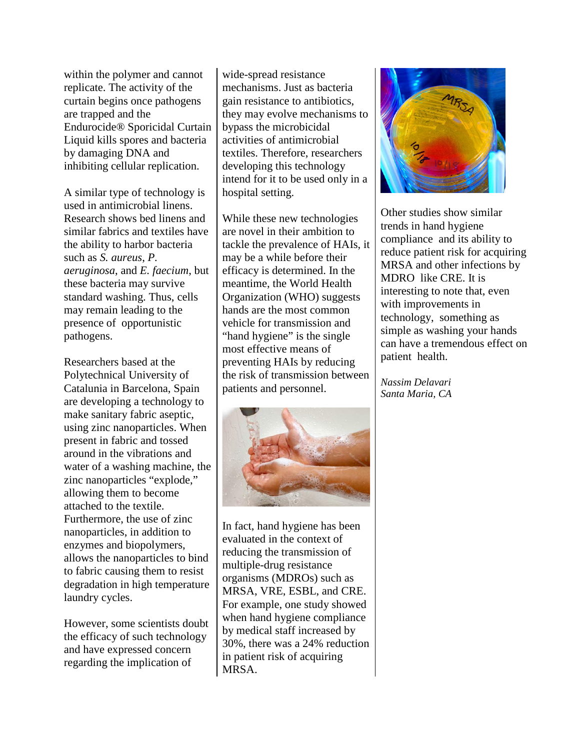within the polymer and cannot replicate. The activity of the curtain begins once pathogens are trapped and the Endurocide® Sporicidal Curtain Liquid kills spores and bacteria by damaging DNA and inhibiting cellular replication.

A similar type of technology is used in antimicrobial linens. Research shows bed linens and similar fabrics and textiles have the ability to harbor bacteria such as *S. aureus*, *P. aeruginosa*, and *E. faecium*, but these bacteria may survive standard washing. Thus, cells may remain leading to the presence of opportunistic pathogens.

Researchers based at the Polytechnical University of Catalunia in Barcelona, Spain are developing a technology to make sanitary fabric aseptic, using zinc nanoparticles. When present in fabric and tossed around in the vibrations and water of a washing machine, the zinc nanoparticles "explode," allowing them to become attached to the textile. Furthermore, the use of zinc nanoparticles, in addition to enzymes and biopolymers, allows the nanoparticles to bind to fabric causing them to resist degradation in high temperature laundry cycles.

However, some scientists doubt the efficacy of such technology and have expressed concern regarding the implication of wide-spread resistance mechanisms. Just as bacteria gain resistance to antibiotics, they may evolve mechanisms to bypass the microbicidal activities of antimicrobial textiles. Therefore, researchers developing this technology intend for it to be used only in a hospital setting.

While these new technologies are novel in their ambition to tackle the prevalence of HAIs, it may be a while before their efficacy is determined. In the meantime, the World Health Organization (WHO) suggests hands are the most common vehicle for transmission and "hand hygiene" is the single most effective means of preventing HAIs by reducing the risk of transmission between patients and personnel.

In fact, hand hygiene has been evaluated in the context of reducing the transmission of multiple-drug resistance organisms (MDROs) such as MRSA, VRE, ESBL, and CRE. For example, one study showed when hand hygiene compliance by medical staff increased by 30%, there was a 24% reduction in patient risk of acquiring MRSA.

Other studies show similar trends in hand hygiene compliance and its ability to reduce patient risk for acquiring MRSA and other infections by MDRO like CRE. It is interesting to note that, even with improvements in technology, something as simple as washing your hands can have a tremendous effect on patient health.

*Nassim Delavari*
*Santa Maria, CA*